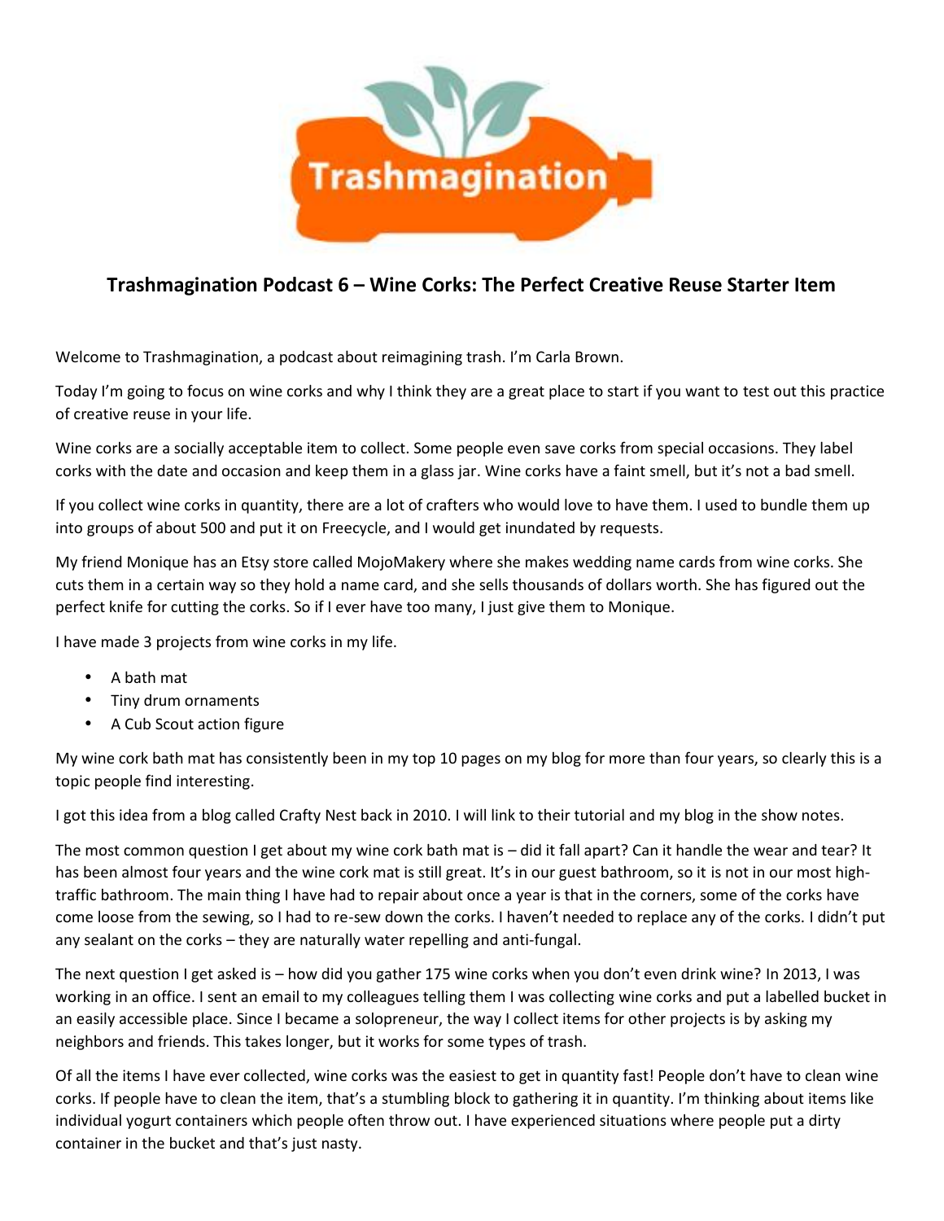# Trashmagination Podcast 6 – Wine Corks: The Perfect Creative Reuse Starter Item

Welcome to Trashmagination, a podcast about reimagining trash. I'm Carla Brown.

Today I'm going to focus on wine corks and why I think they are a great place to start if you want to test out this practice of creative reuse in your life.

Wine corks are a socially acceptable item to collect. Some people even save corks from special occasions. They label corks with the date and occasion and keep them in a glass jar. Wine corks have a faint smell, but it's not a bad smell.

If you collect wine corks in quantity, there are a lot of crafters who would love to have them. I used to bundle them up into groups of about 500 and put it on Freecycle, and I would get inundated by requests.

My friend Monique has an Etsy store called MojoMakery where she makes wedding name cards from wine corks. She cuts them in a certain way so they hold a name card, and she sells thousands of dollars worth. She has figured out the perfect knife for cutting the corks. So if I ever have too many, I just give them to Monique.

I have made 3 projects from wine corks in my life.

- A bath mat
- Tiny drum ornaments
- A Cub Scout action figure

My wine cork bath mat has consistently been in my top 10 pages on my blog for more than four years, so clearly this is a topic people find interesting.

I got this idea from a blog called Crafty Nest back in 2010. I will link to their tutorial and my blog in the show notes.

The most common question I get about my wine cork bath mat is – did it fall apart? Can it handle the wear and tear? It has been almost four years and the wine cork mat is still great. It's in our guest bathroom, so it is not in our most high-traffic bathroom. The main thing I have had to repair about once a year is that in the corners, some of the corks have come loose from the sewing, so I had to re-sew down the corks. I haven't needed to replace any of the corks. I didn't put any sealant on the corks – they are naturally water repelling and anti-fungal.

The next question I get asked is – how did you gather 175 wine corks when you don't even drink wine? In 2013, I was working in an office. I sent an email to my colleagues telling them I was collecting wine corks and put a labelled bucket in an easily accessible place. Since I became a solopreneur, the way I collect items for other projects is by asking my neighbors and friends. This takes longer, but it works for some types of trash.

Of all the items I have ever collected, wine corks was the easiest to get in quantity fast! People don't have to clean wine corks. If people have to clean the item, that's a stumbling block to gathering it in quantity. I'm thinking about items like individual yogurt containers which people often throw out. I have experienced situations where people put a dirty container in the bucket and that's just nasty.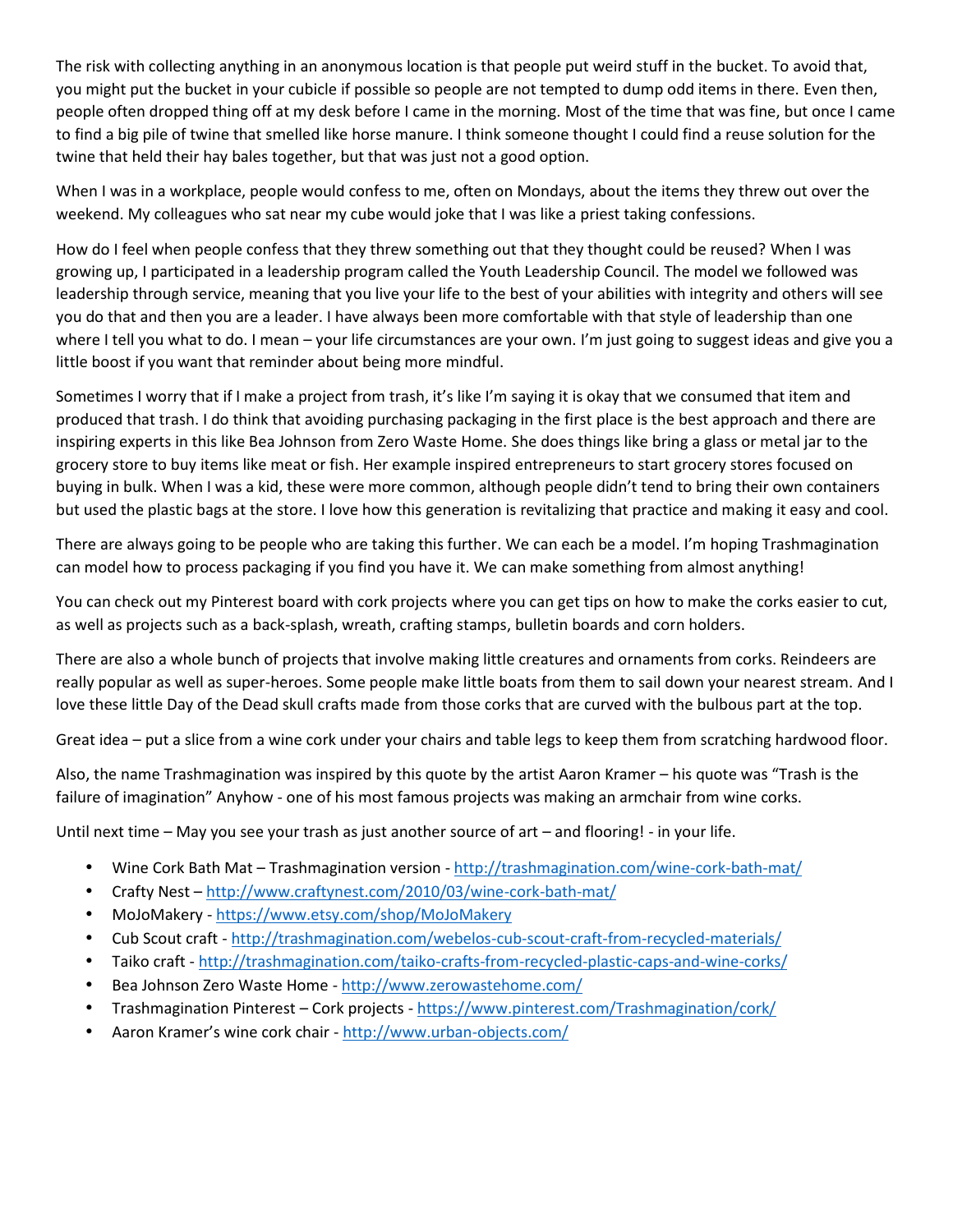The risk with collecting anything in an anonymous location is that people put weird stuff in the bucket. To avoid that, you might put the bucket in your cubicle if possible so people are not tempted to dump odd items in there. Even then, people often dropped thing off at my desk before I came in the morning. Most of the time that was fine, but once I came to find a big pile of twine that smelled like horse manure. I think someone thought I could find a reuse solution for the twine that held their hay bales together, but that was just not a good option.

When I was in a workplace, people would confess to me, often on Mondays, about the items they threw out over the weekend. My colleagues who sat near my cube would joke that I was like a priest taking confessions.

How do I feel when people confess that they threw something out that they thought could be reused? When I was growing up, I participated in a leadership program called the Youth Leadership Council. The model we followed was leadership through service, meaning that you live your life to the best of your abilities with integrity and others will see you do that and then you are a leader. I have always been more comfortable with that style of leadership than one where I tell you what to do. I mean – your life circumstances are your own. I'm just going to suggest ideas and give you a little boost if you want that reminder about being more mindful.

Sometimes I worry that if I make a project from trash, it's like I'm saying it is okay that we consumed that item and produced that trash. I do think that avoiding purchasing packaging in the first place is the best approach and there are inspiring experts in this like Bea Johnson from Zero Waste Home. She does things like bring a glass or metal jar to the grocery store to buy items like meat or fish. Her example inspired entrepreneurs to start grocery stores focused on buying in bulk. When I was a kid, these were more common, although people didn't tend to bring their own containers but used the plastic bags at the store. I love how this generation is revitalizing that practice and making it easy and cool.

There are always going to be people who are taking this further. We can each be a model. I'm hoping Trashmagination can model how to process packaging if you find you have it. We can make something from almost anything!

You can check out my Pinterest board with cork projects where you can get tips on how to make the corks easier to cut, as well as projects such as a back-splash, wreath, crafting stamps, bulletin boards and corn holders.

There are also a whole bunch of projects that involve making little creatures and ornaments from corks. Reindeers are really popular as well as super-heroes. Some people make little boats from them to sail down your nearest stream. And I love these little Day of the Dead skull crafts made from those corks that are curved with the bulbous part at the top.

Great idea – put a slice from a wine cork under your chairs and table legs to keep them from scratching hardwood floor.

Also, the name Trashmagination was inspired by this quote by the artist Aaron Kramer – his quote was "Trash is the failure of imagination" Anyhow - one of his most famous projects was making an armchair from wine corks.

Until next time – May you see your trash as just another source of art – and flooring! - in your life.

- Wine Cork Bath Mat – Trashmagination version - http://trashmagination.com/wine-cork-bath-mat/
- Crafty Nest – http://www.craftynest.com/2010/03/wine-cork-bath-mat/
- MoJoMakery - https://www.etsy.com/shop/MoJoMakery
- Cub Scout craft - http://trashmagination.com/webelos-cub-scout-craft-from-recycled-materials/
- Taiko craft - http://trashmagination.com/taiko-crafts-from-recycled-plastic-caps-and-wine-corks/
- Bea Johnson Zero Waste Home - http://www.zerowastehome.com/
- Trashmagination Pinterest – Cork projects - https://www.pinterest.com/Trashmagination/cork/
- Aaron Kramer's wine cork chair - http://www.urban-objects.com/